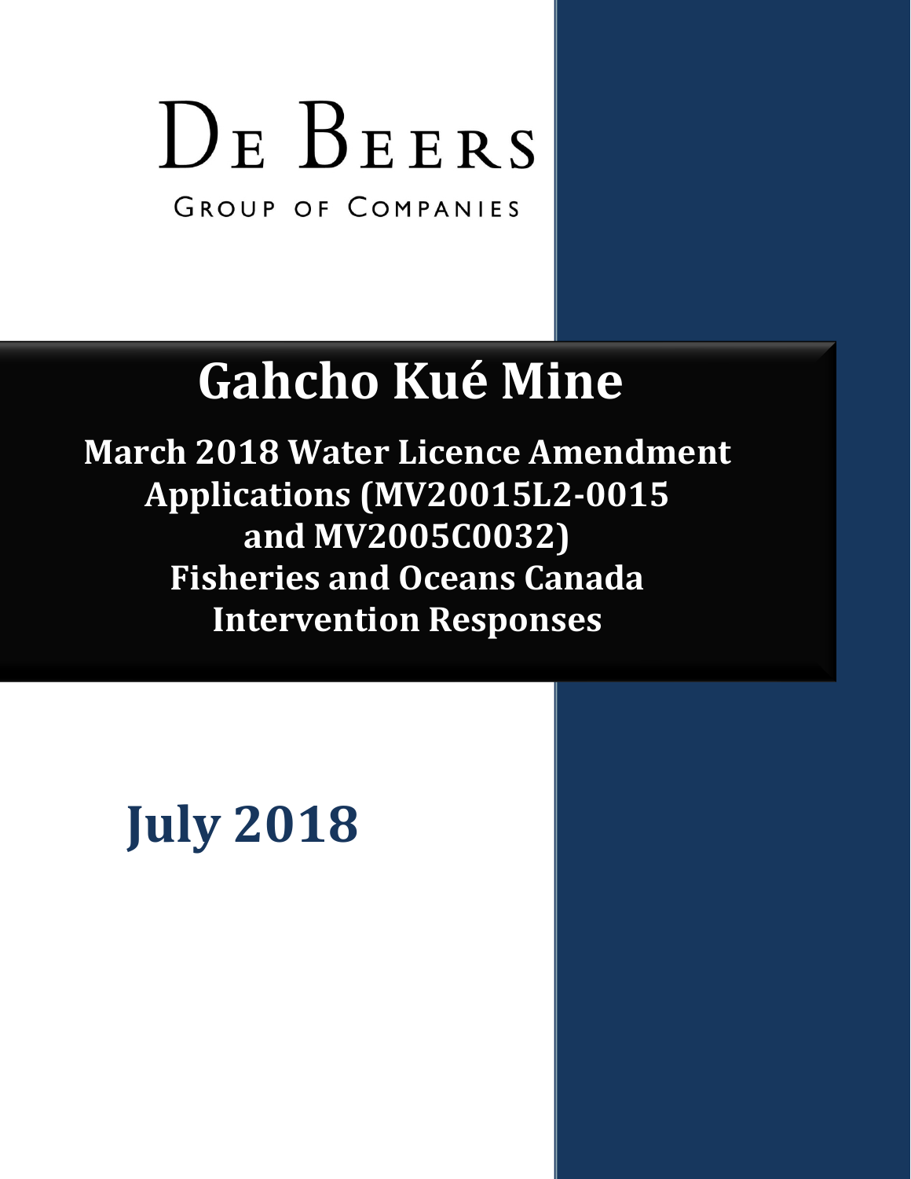DE BEERS

GROUP OF COMPANIES

# Gahcho Kué Mine

## March 2018 Water Licence Amendment Applications (MV20015L2-0015 and MV2005C0032) Fisheries and Oceans Canada Intervention Responses

## July 2018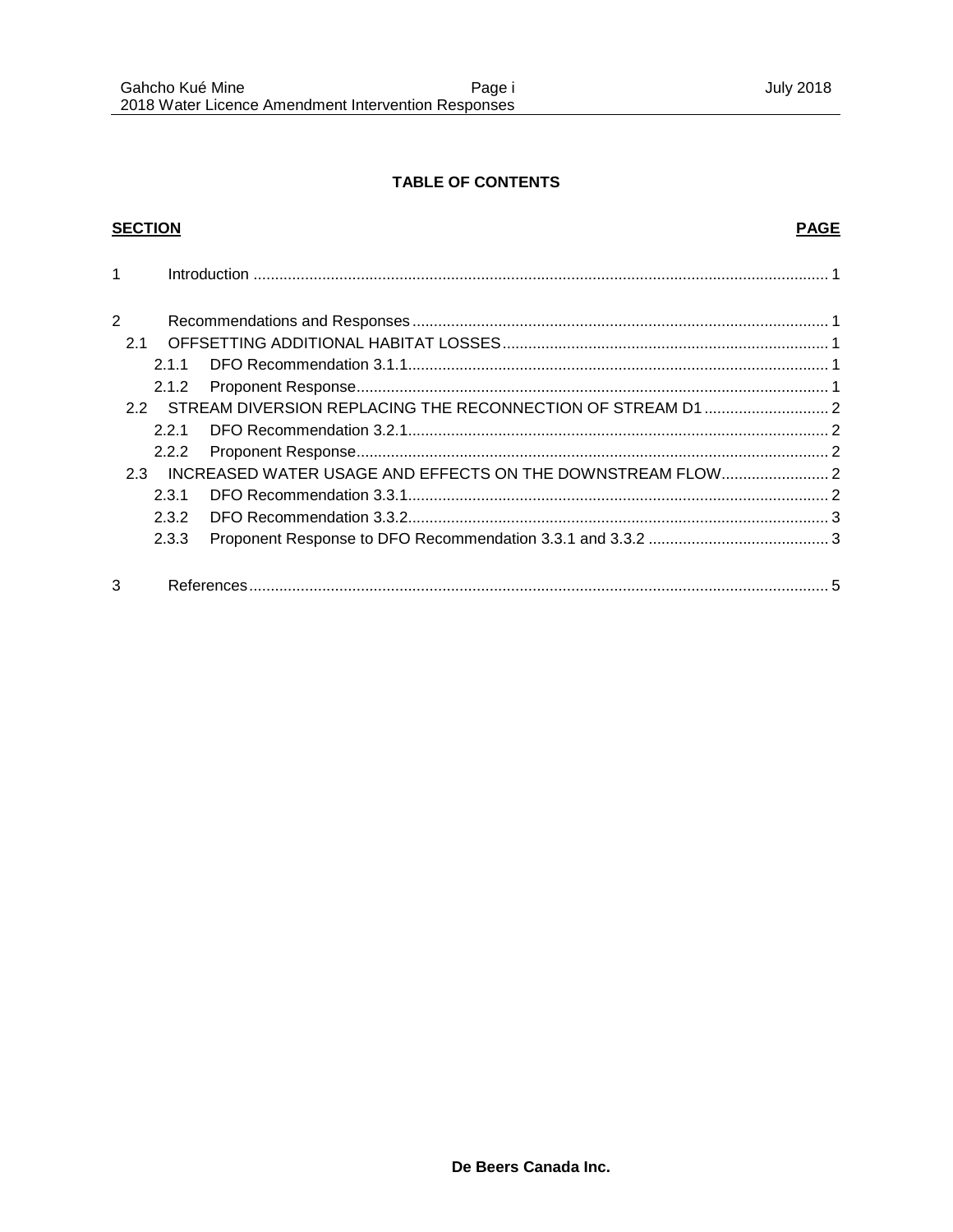**TABLE OF CONTENTS**

| **SECTION** | | **PAGE** |
|---|---|---|
| 1 | Introduction | 1 |
| 2 | Recommendations and Responses | 1 |
| 2.1 | OFFSETTING ADDITIONAL HABITAT LOSSES | 1 |
| 2.1.1 | DFO Recommendation 3.1.1 | 1 |
| 2.1.2 | Proponent Response | 1 |
| 2.2 | STREAM DIVERSION REPLACING THE RECONNECTION OF STREAM D1 | 2 |
| 2.2.1 | DFO Recommendation 3.2.1 | 2 |
| 2.2.2 | Proponent Response | 2 |
| 2.3 | INCREASED WATER USAGE AND EFFECTS ON THE DOWNSTREAM FLOW | 2 |
| 2.3.1 | DFO Recommendation 3.3.1 | 2 |
| 2.3.2 | DFO Recommendation 3.3.2 | 3 |
| 2.3.3 | Proponent Response to DFO Recommendation 3.3.1 and 3.3.2 | 3 |
| 3 | References | 5 |

**De Beers Canada Inc.**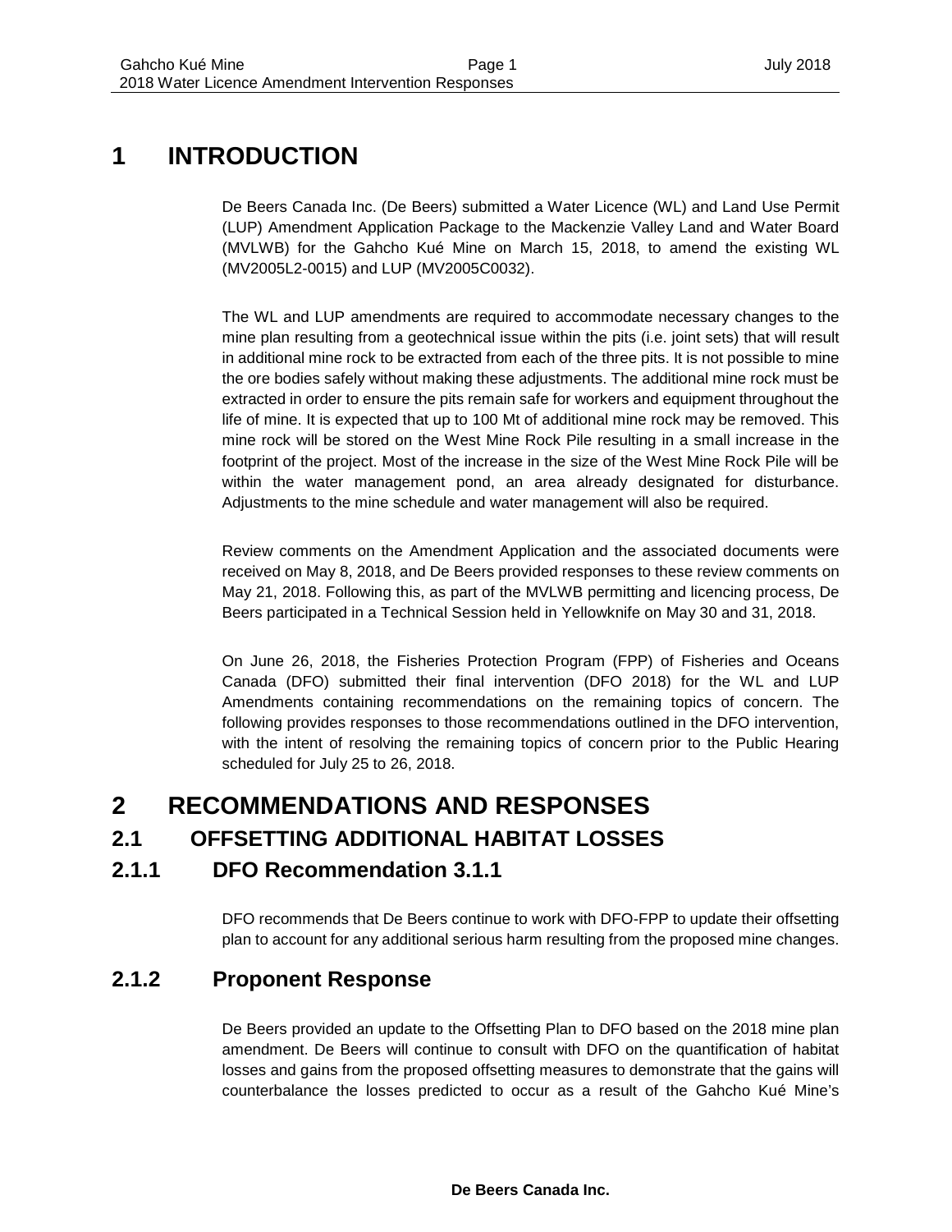# 1 INTRODUCTION

De Beers Canada Inc. (De Beers) submitted a Water Licence (WL) and Land Use Permit (LUP) Amendment Application Package to the Mackenzie Valley Land and Water Board (MVLWB) for the Gahcho Kué Mine on March 15, 2018, to amend the existing WL (MV2005L2-0015) and LUP (MV2005C0032).

The WL and LUP amendments are required to accommodate necessary changes to the mine plan resulting from a geotechnical issue within the pits (i.e. joint sets) that will result in additional mine rock to be extracted from each of the three pits. It is not possible to mine the ore bodies safely without making these adjustments. The additional mine rock must be extracted in order to ensure the pits remain safe for workers and equipment throughout the life of mine. It is expected that up to 100 Mt of additional mine rock may be removed. This mine rock will be stored on the West Mine Rock Pile resulting in a small increase in the footprint of the project. Most of the increase in the size of the West Mine Rock Pile will be within the water management pond, an area already designated for disturbance. Adjustments to the mine schedule and water management will also be required.

Review comments on the Amendment Application and the associated documents were received on May 8, 2018, and De Beers provided responses to these review comments on May 21, 2018. Following this, as part of the MVLWB permitting and licencing process, De Beers participated in a Technical Session held in Yellowknife on May 30 and 31, 2018.

On June 26, 2018, the Fisheries Protection Program (FPP) of Fisheries and Oceans Canada (DFO) submitted their final intervention (DFO 2018) for the WL and LUP Amendments containing recommendations on the remaining topics of concern. The following provides responses to those recommendations outlined in the DFO intervention, with the intent of resolving the remaining topics of concern prior to the Public Hearing scheduled for July 25 to 26, 2018.

# 2 RECOMMENDATIONS AND RESPONSES

## 2.1 OFFSETTING ADDITIONAL HABITAT LOSSES

### 2.1.1 DFO Recommendation 3.1.1

DFO recommends that De Beers continue to work with DFO-FPP to update their offsetting plan to account for any additional serious harm resulting from the proposed mine changes.

### 2.1.2 Proponent Response

De Beers provided an update to the Offsetting Plan to DFO based on the 2018 mine plan amendment. De Beers will continue to consult with DFO on the quantification of habitat losses and gains from the proposed offsetting measures to demonstrate that the gains will counterbalance the losses predicted to occur as a result of the Gahcho Kué Mine's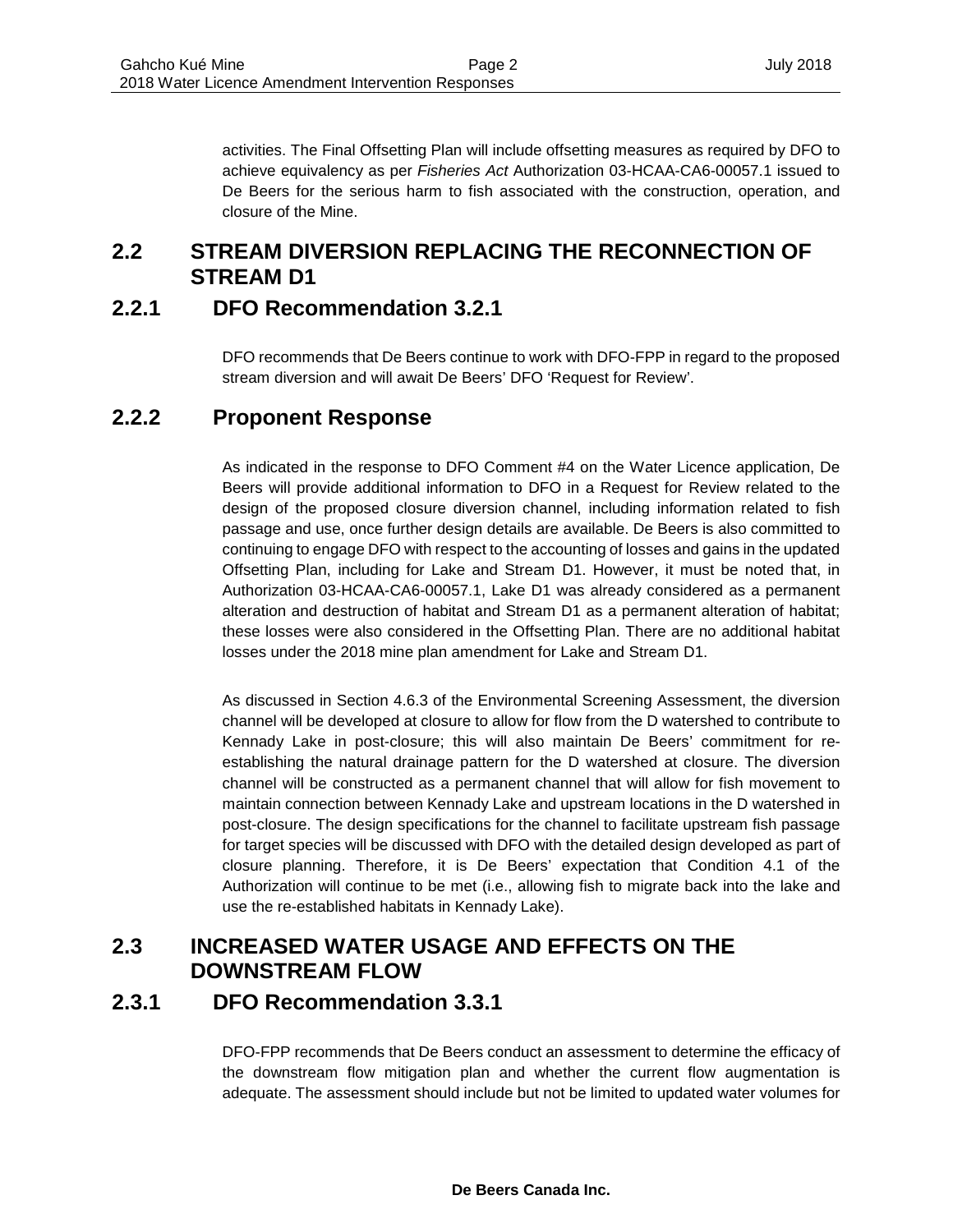activities. The Final Offsetting Plan will include offsetting measures as required by DFO to achieve equivalency as per *Fisheries Act* Authorization 03-HCAA-CA6-00057.1 issued to De Beers for the serious harm to fish associated with the construction, operation, and closure of the Mine.

## 2.2 STREAM DIVERSION REPLACING THE RECONNECTION OF STREAM D1

### 2.2.1 DFO Recommendation 3.2.1

DFO recommends that De Beers continue to work with DFO-FPP in regard to the proposed stream diversion and will await De Beers' DFO 'Request for Review'.

### 2.2.2 Proponent Response

As indicated in the response to DFO Comment #4 on the Water Licence application, De Beers will provide additional information to DFO in a Request for Review related to the design of the proposed closure diversion channel, including information related to fish passage and use, once further design details are available. De Beers is also committed to continuing to engage DFO with respect to the accounting of losses and gains in the updated Offsetting Plan, including for Lake and Stream D1. However, it must be noted that, in Authorization 03-HCAA-CA6-00057.1, Lake D1 was already considered as a permanent alteration and destruction of habitat and Stream D1 as a permanent alteration of habitat; these losses were also considered in the Offsetting Plan. There are no additional habitat losses under the 2018 mine plan amendment for Lake and Stream D1.

As discussed in Section 4.6.3 of the Environmental Screening Assessment, the diversion channel will be developed at closure to allow for flow from the D watershed to contribute to Kennady Lake in post-closure; this will also maintain De Beers' commitment for re-establishing the natural drainage pattern for the D watershed at closure. The diversion channel will be constructed as a permanent channel that will allow for fish movement to maintain connection between Kennady Lake and upstream locations in the D watershed in post-closure. The design specifications for the channel to facilitate upstream fish passage for target species will be discussed with DFO with the detailed design developed as part of closure planning. Therefore, it is De Beers' expectation that Condition 4.1 of the Authorization will continue to be met (i.e., allowing fish to migrate back into the lake and use the re-established habitats in Kennady Lake).

## 2.3 INCREASED WATER USAGE AND EFFECTS ON THE DOWNSTREAM FLOW

### 2.3.1 DFO Recommendation 3.3.1

DFO-FPP recommends that De Beers conduct an assessment to determine the efficacy of the downstream flow mitigation plan and whether the current flow augmentation is adequate. The assessment should include but not be limited to updated water volumes for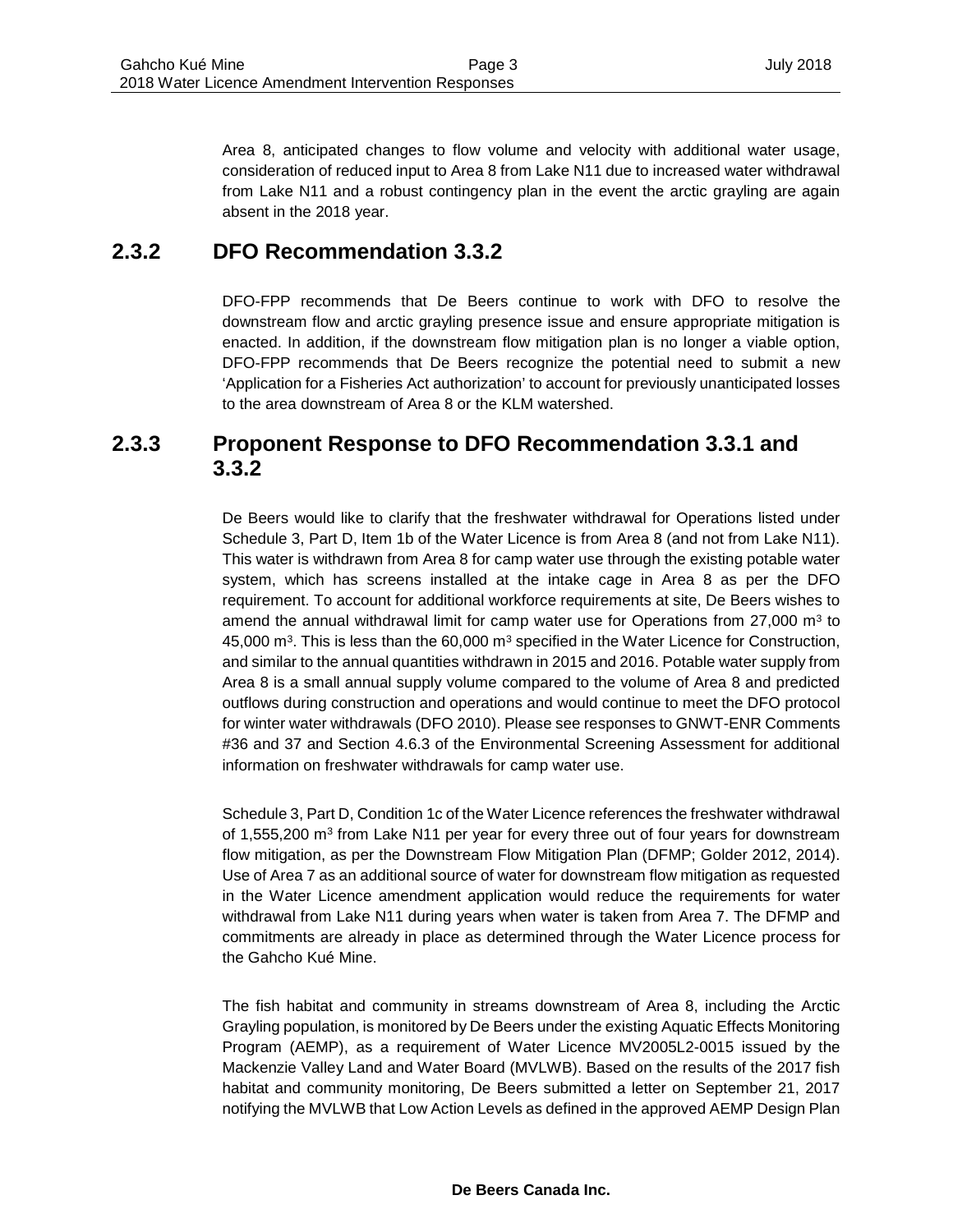Area 8, anticipated changes to flow volume and velocity with additional water usage, consideration of reduced input to Area 8 from Lake N11 due to increased water withdrawal from Lake N11 and a robust contingency plan in the event the arctic grayling are again absent in the 2018 year.

### 2.3.2 DFO Recommendation 3.3.2

DFO-FPP recommends that De Beers continue to work with DFO to resolve the downstream flow and arctic grayling presence issue and ensure appropriate mitigation is enacted. In addition, if the downstream flow mitigation plan is no longer a viable option, DFO-FPP recommends that De Beers recognize the potential need to submit a new 'Application for a Fisheries Act authorization' to account for previously unanticipated losses to the area downstream of Area 8 or the KLM watershed.

### 2.3.3 Proponent Response to DFO Recommendation 3.3.1 and 3.3.2

De Beers would like to clarify that the freshwater withdrawal for Operations listed under Schedule 3, Part D, Item 1b of the Water Licence is from Area 8 (and not from Lake N11). This water is withdrawn from Area 8 for camp water use through the existing potable water system, which has screens installed at the intake cage in Area 8 as per the DFO requirement. To account for additional workforce requirements at site, De Beers wishes to amend the annual withdrawal limit for camp water use for Operations from 27,000 $m^3$ to 45,000 $m^3$. This is less than the 60,000 $m^3$ specified in the Water Licence for Construction, and similar to the annual quantities withdrawn in 2015 and 2016. Potable water supply from Area 8 is a small annual supply volume compared to the volume of Area 8 and predicted outflows during construction and operations and would continue to meet the DFO protocol for winter water withdrawals (DFO 2010). Please see responses to GNWT-ENR Comments #36 and 37 and Section 4.6.3 of the Environmental Screening Assessment for additional information on freshwater withdrawals for camp water use.

Schedule 3, Part D, Condition 1c of the Water Licence references the freshwater withdrawal of 1,555,200 $m^3$ from Lake N11 per year for every three out of four years for downstream flow mitigation, as per the Downstream Flow Mitigation Plan (DFMP; Golder 2012, 2014). Use of Area 7 as an additional source of water for downstream flow mitigation as requested in the Water Licence amendment application would reduce the requirements for water withdrawal from Lake N11 during years when water is taken from Area 7. The DFMP and commitments are already in place as determined through the Water Licence process for the Gahcho Kué Mine.

The fish habitat and community in streams downstream of Area 8, including the Arctic Grayling population, is monitored by De Beers under the existing Aquatic Effects Monitoring Program (AEMP), as a requirement of Water Licence MV2005L2-0015 issued by the Mackenzie Valley Land and Water Board (MVLWB). Based on the results of the 2017 fish habitat and community monitoring, De Beers submitted a letter on September 21, 2017 notifying the MVLWB that Low Action Levels as defined in the approved AEMP Design Plan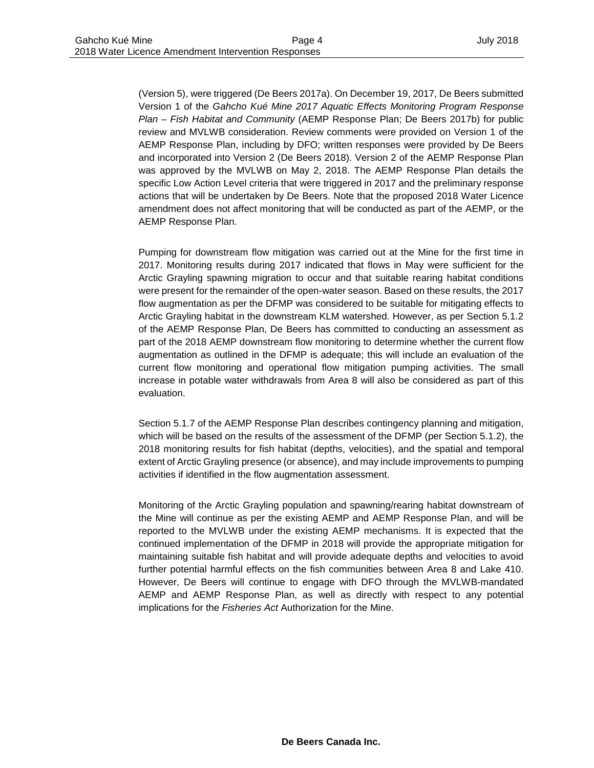(Version 5), were triggered (De Beers 2017a). On December 19, 2017, De Beers submitted Version 1 of the *Gahcho Kué Mine 2017 Aquatic Effects Monitoring Program Response Plan – Fish Habitat and Community* (AEMP Response Plan; De Beers 2017b) for public review and MVLWB consideration. Review comments were provided on Version 1 of the AEMP Response Plan, including by DFO; written responses were provided by De Beers and incorporated into Version 2 (De Beers 2018). Version 2 of the AEMP Response Plan was approved by the MVLWB on May 2, 2018. The AEMP Response Plan details the specific Low Action Level criteria that were triggered in 2017 and the preliminary response actions that will be undertaken by De Beers. Note that the proposed 2018 Water Licence amendment does not affect monitoring that will be conducted as part of the AEMP, or the AEMP Response Plan.

Pumping for downstream flow mitigation was carried out at the Mine for the first time in 2017. Monitoring results during 2017 indicated that flows in May were sufficient for the Arctic Grayling spawning migration to occur and that suitable rearing habitat conditions were present for the remainder of the open-water season. Based on these results, the 2017 flow augmentation as per the DFMP was considered to be suitable for mitigating effects to Arctic Grayling habitat in the downstream KLM watershed. However, as per Section 5.1.2 of the AEMP Response Plan, De Beers has committed to conducting an assessment as part of the 2018 AEMP downstream flow monitoring to determine whether the current flow augmentation as outlined in the DFMP is adequate; this will include an evaluation of the current flow monitoring and operational flow mitigation pumping activities. The small increase in potable water withdrawals from Area 8 will also be considered as part of this evaluation.

Section 5.1.7 of the AEMP Response Plan describes contingency planning and mitigation, which will be based on the results of the assessment of the DFMP (per Section 5.1.2), the 2018 monitoring results for fish habitat (depths, velocities), and the spatial and temporal extent of Arctic Grayling presence (or absence), and may include improvements to pumping activities if identified in the flow augmentation assessment.

Monitoring of the Arctic Grayling population and spawning/rearing habitat downstream of the Mine will continue as per the existing AEMP and AEMP Response Plan, and will be reported to the MVLWB under the existing AEMP mechanisms. It is expected that the continued implementation of the DFMP in 2018 will provide the appropriate mitigation for maintaining suitable fish habitat and will provide adequate depths and velocities to avoid further potential harmful effects on the fish communities between Area 8 and Lake 410. However, De Beers will continue to engage with DFO through the MVLWB-mandated AEMP and AEMP Response Plan, as well as directly with respect to any potential implications for the *Fisheries Act* Authorization for the Mine.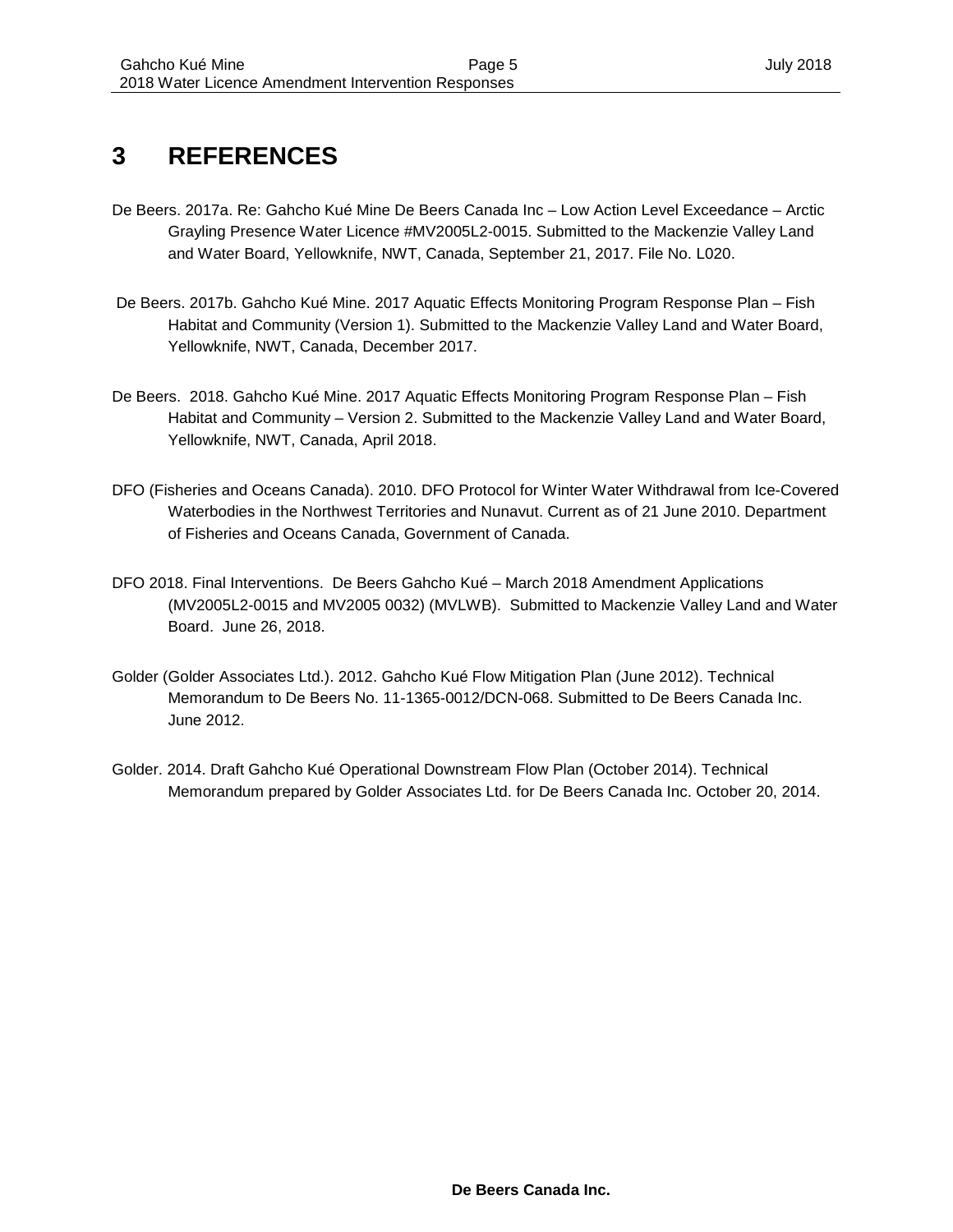# 3 REFERENCES

De Beers. 2017a. Re: Gahcho Kué Mine De Beers Canada Inc – Low Action Level Exceedance – Arctic Grayling Presence Water Licence #MV2005L2-0015. Submitted to the Mackenzie Valley Land and Water Board, Yellowknife, NWT, Canada, September 21, 2017. File No. L020.

De Beers. 2017b. Gahcho Kué Mine. 2017 Aquatic Effects Monitoring Program Response Plan – Fish Habitat and Community (Version 1). Submitted to the Mackenzie Valley Land and Water Board, Yellowknife, NWT, Canada, December 2017.

De Beers. 2018. Gahcho Kué Mine. 2017 Aquatic Effects Monitoring Program Response Plan – Fish Habitat and Community – Version 2. Submitted to the Mackenzie Valley Land and Water Board, Yellowknife, NWT, Canada, April 2018.

DFO (Fisheries and Oceans Canada). 2010. DFO Protocol for Winter Water Withdrawal from Ice-Covered Waterbodies in the Northwest Territories and Nunavut. Current as of 21 June 2010. Department of Fisheries and Oceans Canada, Government of Canada.

DFO 2018. Final Interventions. De Beers Gahcho Kué – March 2018 Amendment Applications (MV2005L2-0015 and MV2005 0032) (MVLWB). Submitted to Mackenzie Valley Land and Water Board. June 26, 2018.

Golder (Golder Associates Ltd.). 2012. Gahcho Kué Flow Mitigation Plan (June 2012). Technical Memorandum to De Beers No. 11-1365-0012/DCN-068. Submitted to De Beers Canada Inc. June 2012.

Golder. 2014. Draft Gahcho Kué Operational Downstream Flow Plan (October 2014). Technical Memorandum prepared by Golder Associates Ltd. for De Beers Canada Inc. October 20, 2014.